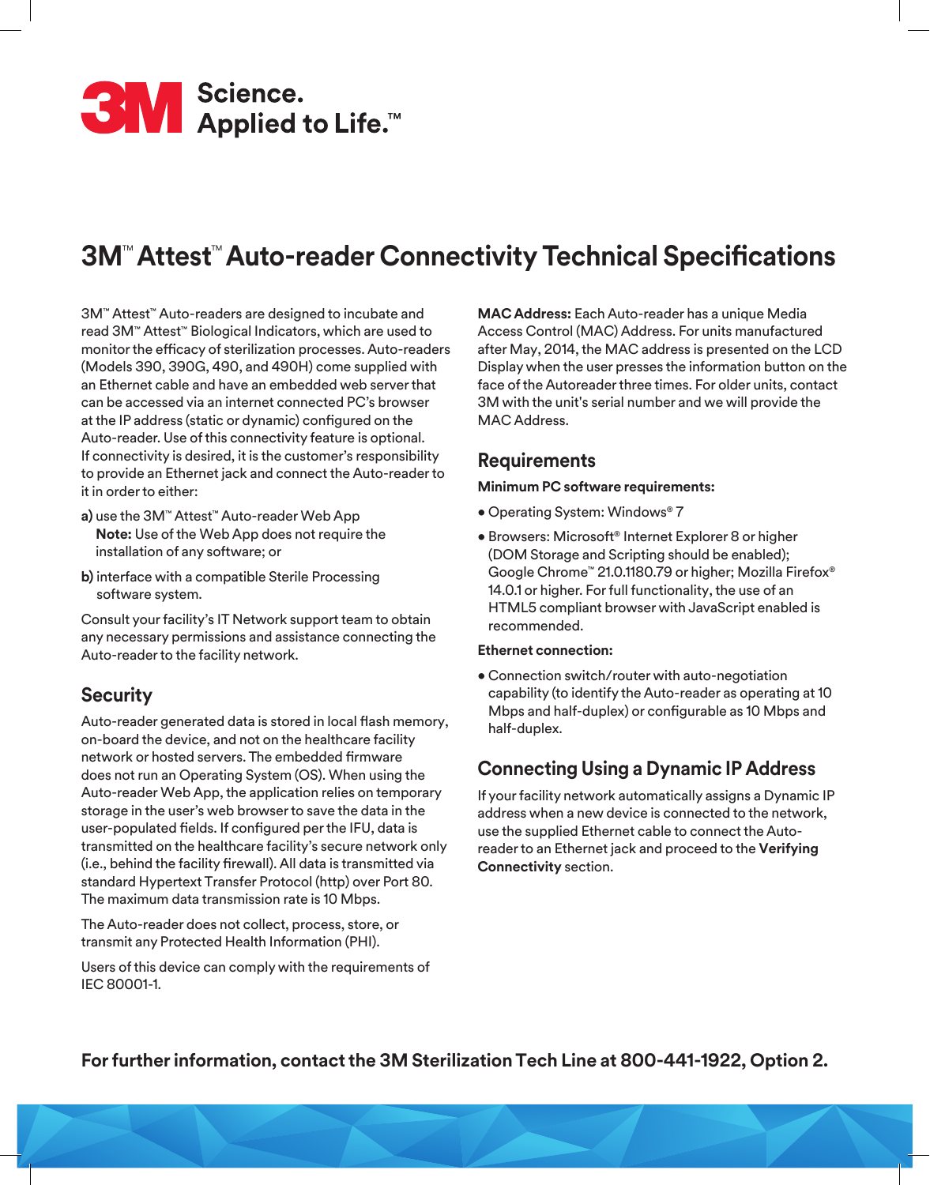3M Science. Applied to Life.™

# 3M™ Attest™ Auto-reader Connectivity Technical Specifications

3M™ Attest™ Auto-readers are designed to incubate and read 3M™ Attest™ Biological Indicators, which are used to monitor the efficacy of sterilization processes. Auto-readers (Models 390, 390G, 490, and 490H) come supplied with an Ethernet cable and have an embedded web server that can be accessed via an internet connected PC's browser at the IP address (static or dynamic) configured on the Auto-reader. Use of this connectivity feature is optional. If connectivity is desired, it is the customer's responsibility to provide an Ethernet jack and connect the Auto-reader to it in order to either:

**a)** use the 3M™ Attest™ Auto-reader Web App
**Note:** Use of the Web App does not require the installation of any software; or

**b)** interface with a compatible Sterile Processing software system.

Consult your facility's IT Network support team to obtain any necessary permissions and assistance connecting the Auto-reader to the facility network.

## Security

Auto-reader generated data is stored in local flash memory, on-board the device, and not on the healthcare facility network or hosted servers. The embedded firmware does not run an Operating System (OS). When using the Auto-reader Web App, the application relies on temporary storage in the user's web browser to save the data in the user-populated fields. If configured per the IFU, data is transmitted on the healthcare facility's secure network only (i.e., behind the facility firewall). All data is transmitted via standard Hypertext Transfer Protocol (http) over Port 80. The maximum data transmission rate is 10 Mbps.

The Auto-reader does not collect, process, store, or transmit any Protected Health Information (PHI).

Users of this device can comply with the requirements of IEC 80001-1.

**MAC Address:** Each Auto-reader has a unique Media Access Control (MAC) Address. For units manufactured after May, 2014, the MAC address is presented on the LCD Display when the user presses the information button on the face of the Autoreader three times. For older units, contact 3M with the unit's serial number and we will provide the MAC Address.

## Requirements

**Minimum PC software requirements:**

- Operating System: Windows® 7
- Browsers: Microsoft® Internet Explorer 8 or higher (DOM Storage and Scripting should be enabled); Google Chrome™ 21.0.1180.79 or higher; Mozilla Firefox® 14.0.1 or higher. For full functionality, the use of an HTML5 compliant browser with JavaScript enabled is recommended.

**Ethernet connection:**

- Connection switch/router with auto-negotiation capability (to identify the Auto-reader as operating at 10 Mbps and half-duplex) or configurable as 10 Mbps and half-duplex.

## Connecting Using a Dynamic IP Address

If your facility network automatically assigns a Dynamic IP address when a new device is connected to the network, use the supplied Ethernet cable to connect the Auto-reader to an Ethernet jack and proceed to the **Verifying Connectivity** section.

**For further information, contact the 3M Sterilization Tech Line at 800-441-1922, Option 2.**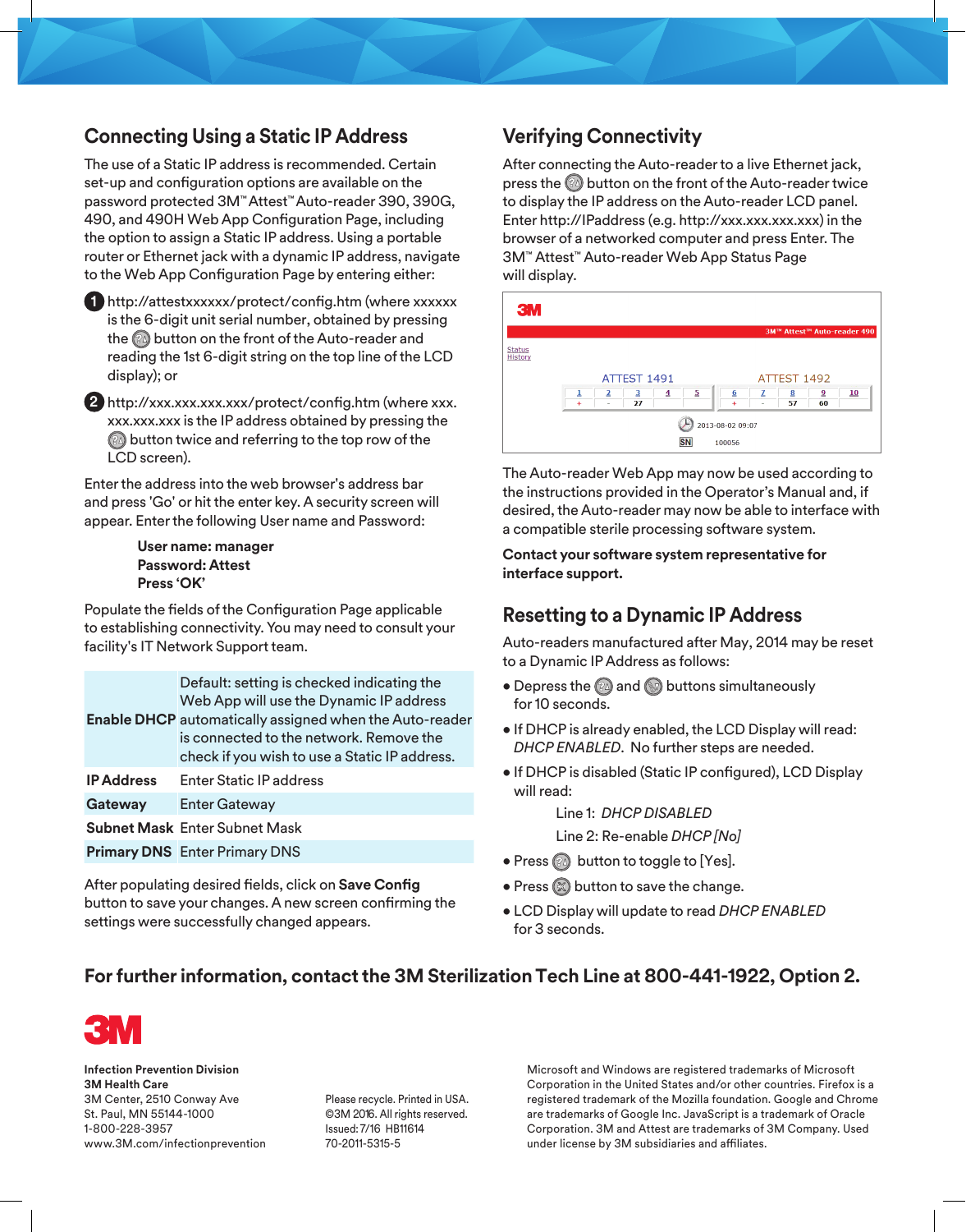## Connecting Using a Static IP Address

The use of a Static IP address is recommended. Certain set-up and configuration options are available on the password protected 3M™ Attest™ Auto-reader 390, 390G, 490, and 490H Web App Configuration Page, including the option to assign a Static IP address. Using a portable router or Ethernet jack with a dynamic IP address, navigate to the Web App Configuration Page by entering either:

1. http://attestxxxxxx/protect/config.htm (where xxxxxx is the 6-digit unit serial number, obtained by pressing the button on the front of the Auto-reader and reading the 1st 6-digit string on the top line of the LCD display); or
2. http://xxx.xxx.xxx.xxx/protect/config.htm (where xxx.xxx.xxx.xxx is the IP address obtained by pressing the button twice and referring to the top row of the LCD screen).

Enter the address into the web browser's address bar and press 'Go' or hit the enter key. A security screen will appear. Enter the following User name and Password:

**User name: manager**
**Password: Attest**
**Press 'OK'**

Populate the fields of the Configuration Page applicable to establishing connectivity. You may need to consult your facility's IT Network Support team.

| | |
|---|---|
| **Enable DHCP** | Default: setting is checked indicating the Web App will use the Dynamic IP address automatically assigned when the Auto-reader is connected to the network. Remove the check if you wish to use a Static IP address. |
| **IP Address** | Enter Static IP address |
| **Gateway** | Enter Gateway |
| **Subnet Mask** | Enter Subnet Mask |
| **Primary DNS** | Enter Primary DNS |

After populating desired fields, click on **Save Config** button to save your changes. A new screen confirming the settings were successfully changed appears.

## Verifying Connectivity

After connecting the Auto-reader to a live Ethernet jack, press the button on the front of the Auto-reader twice to display the IP address on the Auto-reader LCD panel. Enter http://IPaddress (e.g. http://xxx.xxx.xxx.xxx) in the browser of a networked computer and press Enter. The 3M™ Attest™ Auto-reader Web App Status Page will display.

3M
3M™ Attest™ Auto-reader 490
Status
History
ATTEST 1491
1 2 3 4 5
+ - 27
ATTEST 1492
6 7 8 9 10
+ - 57 60
2013-08-02 09:07
SN 100056

The Auto-reader Web App may now be used according to the instructions provided in the Operator's Manual and, if desired, the Auto-reader may now be able to interface with a compatible sterile processing software system.

**Contact your software system representative for interface support.**

## Resetting to a Dynamic IP Address

Auto-readers manufactured after May, 2014 may be reset to a Dynamic IP Address as follows:

- Depress the and buttons simultaneously for 10 seconds.
- If DHCP is already enabled, the LCD Display will read: *DHCP ENABLED*. No further steps are needed.
- If DHCP is disabled (Static IP configured), LCD Display will read:

  Line 1: *DHCP DISABLED*

  Line 2: Re-enable *DHCP [No]*
- Press button to toggle to [Yes].
- Press button to save the change.
- LCD Display will update to read *DHCP ENABLED* for 3 seconds.

**For further information, contact the 3M Sterilization Tech Line at 800-441-1922, Option 2.**

3M

**Infection Prevention Division**
**3M Health Care**
3M Center, 2510 Conway Ave
St. Paul, MN 55144-1000
1-800-228-3957
www.3M.com/infectionprevention

Please recycle. Printed in USA.
©3M 2016. All rights reserved.
Issued: 7/16 HB11614
70-2011-5315-5

Microsoft and Windows are registered trademarks of Microsoft Corporation in the United States and/or other countries. Firefox is a registered trademark of the Mozilla foundation. Google and Chrome are trademarks of Google Inc. JavaScript is a trademark of Oracle Corporation. 3M and Attest are trademarks of 3M Company. Used under license by 3M subsidiaries and affiliates.